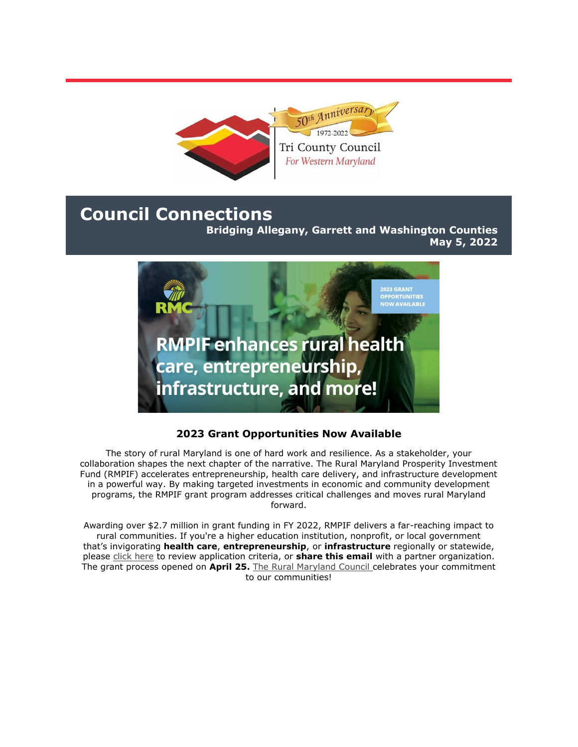# Council Connections

**Bridging Allegany, Garrett and Washington Counties**
**May 5, 2022**

### 2023 Grant Opportunities Now Available

The story of rural Maryland is one of hard work and resilience. As a stakeholder, your collaboration shapes the next chapter of the narrative. The Rural Maryland Prosperity Investment Fund (RMPIF) accelerates entrepreneurship, health care delivery, and infrastructure development in a powerful way. By making targeted investments in economic and community development programs, the RMPIF grant program addresses critical challenges and moves rural Maryland forward.

Awarding over $2.7 million in grant funding in FY 2022, RMPIF delivers a far-reaching impact to rural communities. If you're a higher education institution, nonprofit, or local government that's invigorating **health care**, **entrepreneurship**, or **infrastructure** regionally or statewide, please click here to review application criteria, or **share this email** with a partner organization. The grant process opened on **April 25.** The Rural Maryland Council celebrates your commitment to our communities!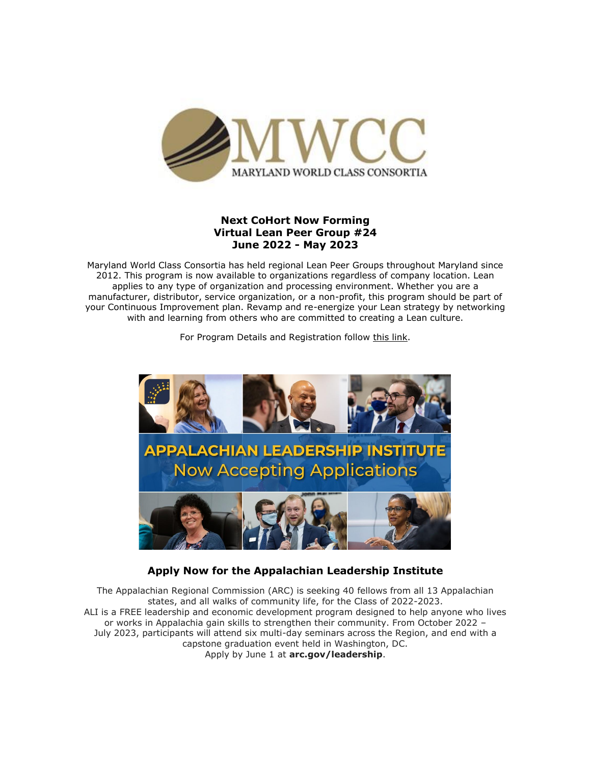**Next CoHort Now Forming**
**Virtual Lean Peer Group #24**
**June 2022 - May 2023**

Maryland World Class Consortia has held regional Lean Peer Groups throughout Maryland since 2012. This program is now available to organizations regardless of company location. Lean applies to any type of organization and processing environment. Whether you are a manufacturer, distributor, service organization, or a non-profit, this program should be part of your Continuous Improvement plan. Revamp and re-energize your Lean strategy by networking with and learning from others who are committed to creating a Lean culture.

For Program Details and Registration follow this link.

## Apply Now for the Appalachian Leadership Institute

The Appalachian Regional Commission (ARC) is seeking 40 fellows from all 13 Appalachian states, and all walks of community life, for the Class of 2022-2023.

ALI is a FREE leadership and economic development program designed to help anyone who lives or works in Appalachia gain skills to strengthen their community. From October 2022 – July 2023, participants will attend six multi-day seminars across the Region, and end with a capstone graduation event held in Washington, DC.

Apply by June 1 at **arc.gov/leadership**.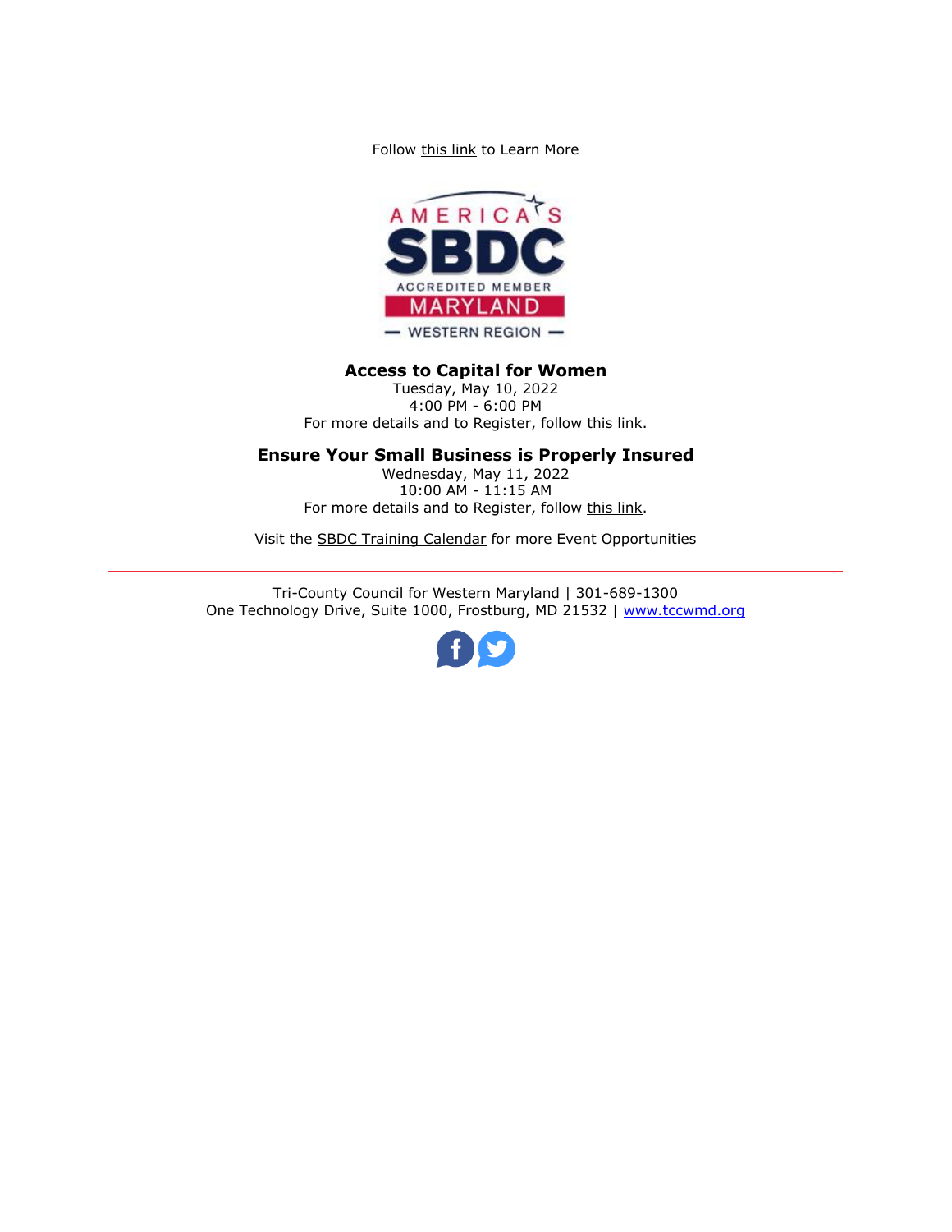Follow this link to Learn More

**Access to Capital for Women**
Tuesday, May 10, 2022
4:00 PM - 6:00 PM
For more details and to Register, follow this link.

**Ensure Your Small Business is Properly Insured**
Wednesday, May 11, 2022
10:00 AM - 11:15 AM
For more details and to Register, follow this link.

Visit the SBDC Training Calendar for more Event Opportunities

---

Tri-County Council for Western Maryland | 301-689-1300
One Technology Drive, Suite 1000, Frostburg, MD 21532 | www.tccwmd.org